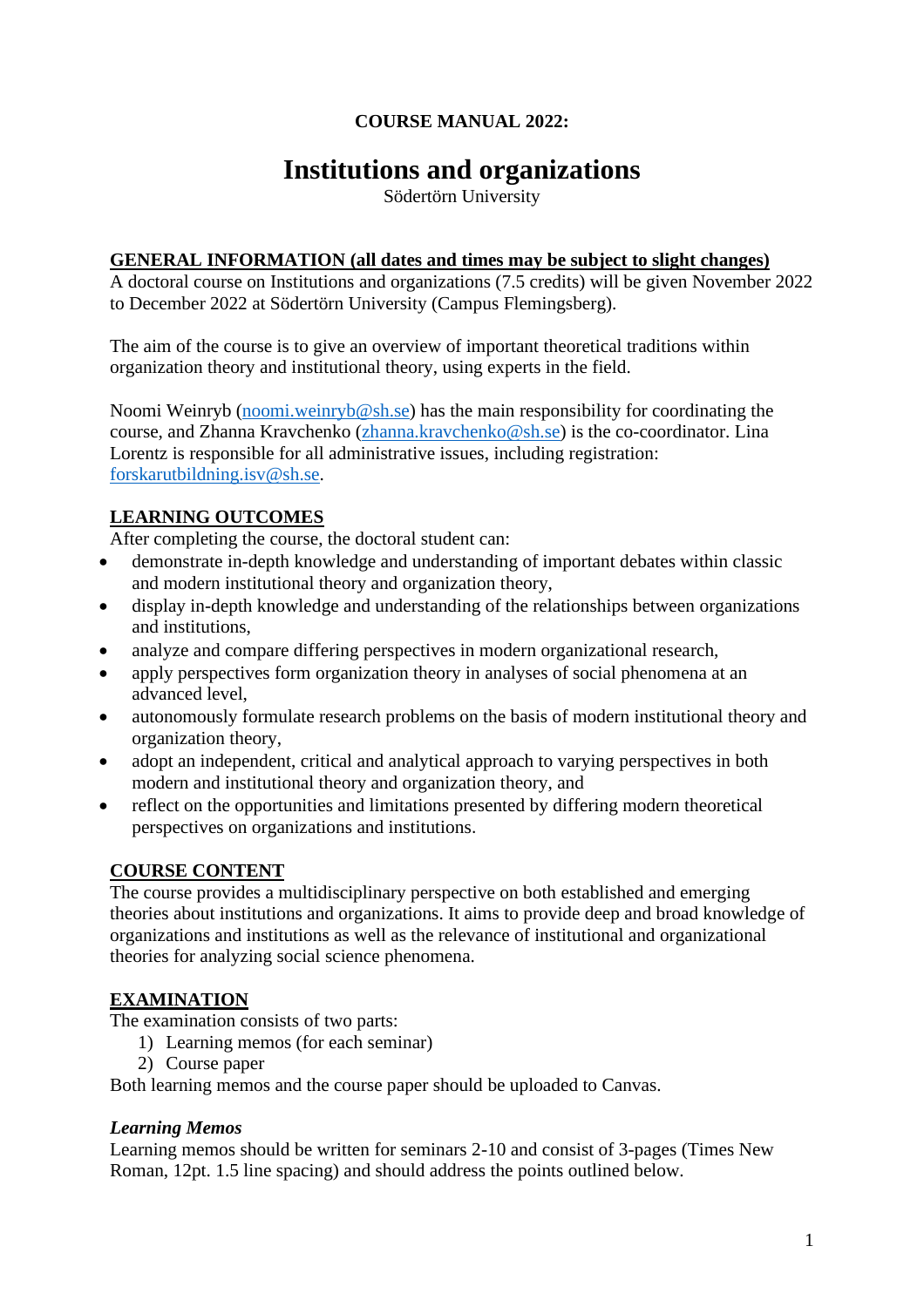**COURSE MANUAL 2022:**

# Institutions and organizations

Södertörn University

## GENERAL INFORMATION (all dates and times may be subject to slight changes)

A doctoral course on Institutions and organizations (7.5 credits) will be given November 2022 to December 2022 at Södertörn University (Campus Flemingsberg).

The aim of the course is to give an overview of important theoretical traditions within organization theory and institutional theory, using experts in the field.

Noomi Weinryb (noomi.weinryb@sh.se) has the main responsibility for coordinating the course, and Zhanna Kravchenko (zhanna.kravchenko@sh.se) is the co-coordinator. Lina Lorentz is responsible for all administrative issues, including registration: forskarutbildning.isv@sh.se.

## LEARNING OUTCOMES

After completing the course, the doctoral student can:

- demonstrate in-depth knowledge and understanding of important debates within classic and modern institutional theory and organization theory,
- display in-depth knowledge and understanding of the relationships between organizations and institutions,
- analyze and compare differing perspectives in modern organizational research,
- apply perspectives form organization theory in analyses of social phenomena at an advanced level,
- autonomously formulate research problems on the basis of modern institutional theory and organization theory,
- adopt an independent, critical and analytical approach to varying perspectives in both modern and institutional theory and organization theory, and
- reflect on the opportunities and limitations presented by differing modern theoretical perspectives on organizations and institutions.

## COURSE CONTENT

The course provides a multidisciplinary perspective on both established and emerging theories about institutions and organizations. It aims to provide deep and broad knowledge of organizations and institutions as well as the relevance of institutional and organizational theories for analyzing social science phenomena.

## EXAMINATION

The examination consists of two parts:

1) Learning memos (for each seminar)
2) Course paper

Both learning memos and the course paper should be uploaded to Canvas.

### *Learning Memos*

Learning memos should be written for seminars 2-10 and consist of 3-pages (Times New Roman, 12pt. 1.5 line spacing) and should address the points outlined below.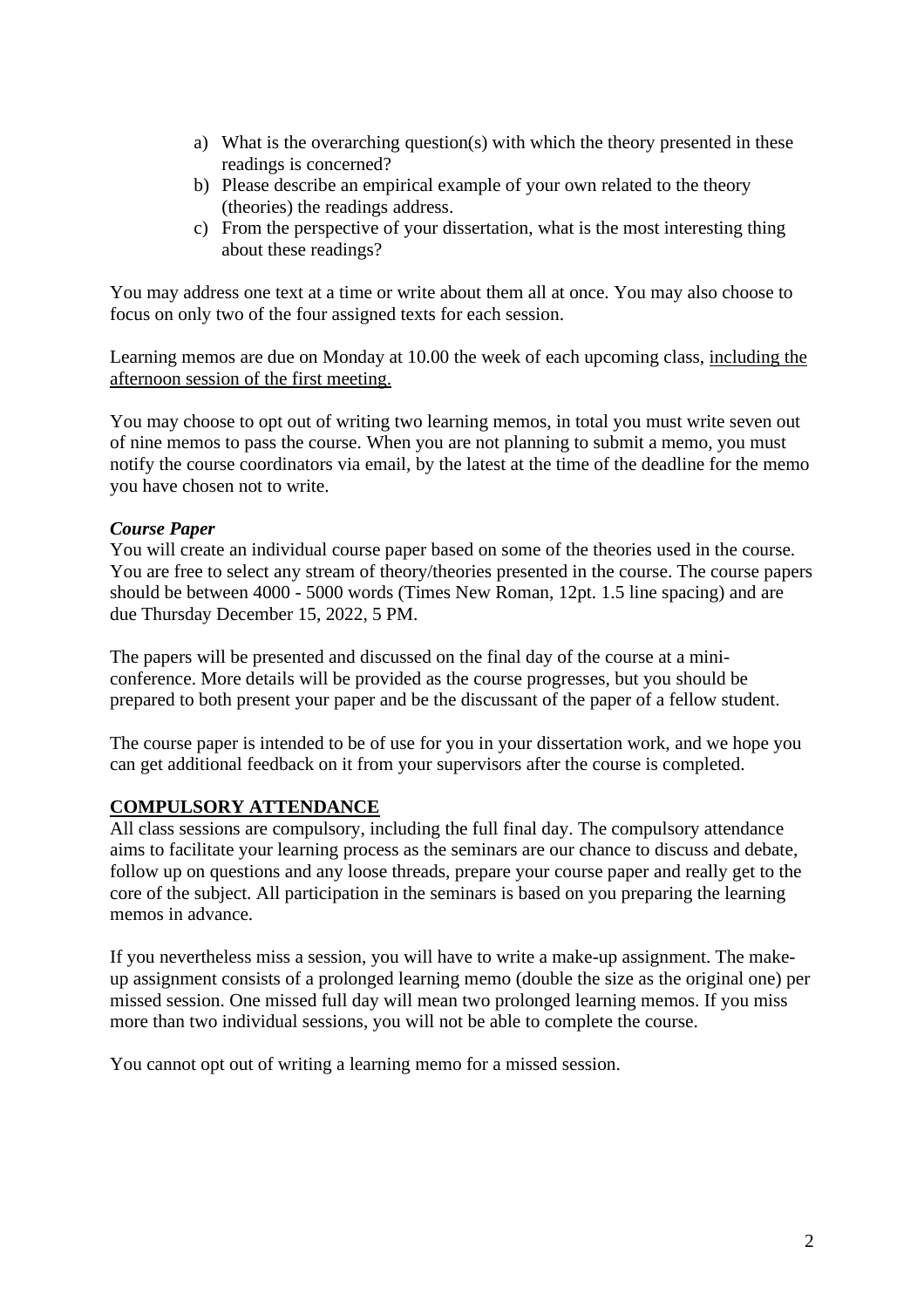a) What is the overarching question(s) with which the theory presented in these readings is concerned?
b) Please describe an empirical example of your own related to the theory (theories) the readings address.
c) From the perspective of your dissertation, what is the most interesting thing about these readings?

You may address one text at a time or write about them all at once. You may also choose to focus on only two of the four assigned texts for each session.

Learning memos are due on Monday at 10.00 the week of each upcoming class, <u>including the afternoon session of the first meeting.</u>

You may choose to opt out of writing two learning memos, in total you must write seven out of nine memos to pass the course. When you are not planning to submit a memo, you must notify the course coordinators via email, by the latest at the time of the deadline for the memo you have chosen not to write.

***Course Paper***

You will create an individual course paper based on some of the theories used in the course. You are free to select any stream of theory/theories presented in the course. The course papers should be between 4000 - 5000 words (Times New Roman, 12pt. 1.5 line spacing) and are due Thursday December 15, 2022, 5 PM.

The papers will be presented and discussed on the final day of the course at a mini-conference. More details will be provided as the course progresses, but you should be prepared to both present your paper and be the discussant of the paper of a fellow student.

The course paper is intended to be of use for you in your dissertation work, and we hope you can get additional feedback on it from your supervisors after the course is completed.

## COMPULSORY ATTENDANCE

All class sessions are compulsory, including the full final day. The compulsory attendance aims to facilitate your learning process as the seminars are our chance to discuss and debate, follow up on questions and any loose threads, prepare your course paper and really get to the core of the subject. All participation in the seminars is based on you preparing the learning memos in advance.

If you nevertheless miss a session, you will have to write a make-up assignment. The make-up assignment consists of a prolonged learning memo (double the size as the original one) per missed session. One missed full day will mean two prolonged learning memos. If you miss more than two individual sessions, you will not be able to complete the course.

You cannot opt out of writing a learning memo for a missed session.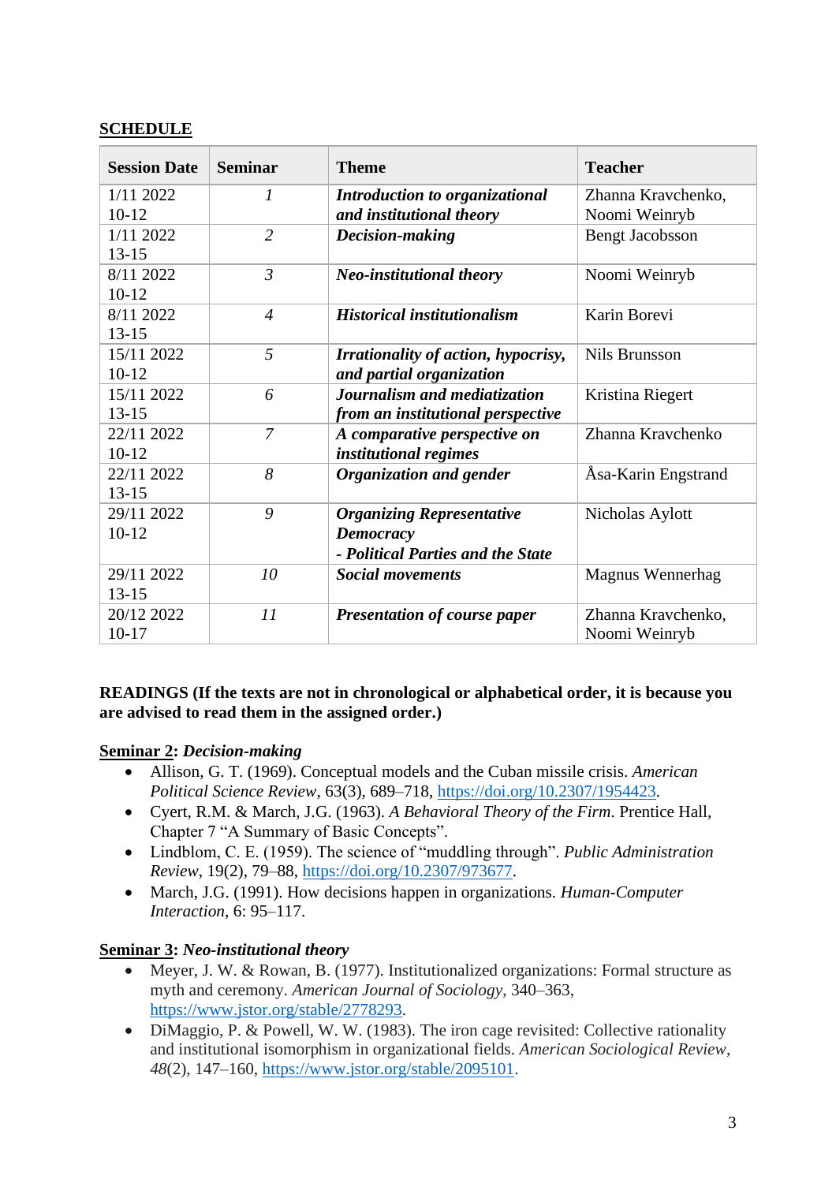## SCHEDULE

| Session Date | Seminar | Theme | Teacher |
|---|---|---|---|
| 1/11 2022 10-12 | *1* | ***Introduction to organizational and institutional theory*** | Zhanna Kravchenko, Noomi Weinryb |
| 1/11 2022 13-15 | *2* | ***Decision-making*** | Bengt Jacobsson |
| 8/11 2022 10-12 | *3* | ***Neo-institutional theory*** | Noomi Weinryb |
| 8/11 2022 13-15 | *4* | ***Historical institutionalism*** | Karin Borevi |
| 15/11 2022 10-12 | *5* | ***Irrationality of action, hypocrisy, and partial organization*** | Nils Brunsson |
| 15/11 2022 13-15 | *6* | ***Journalism and mediatization from an institutional perspective*** | Kristina Riegert |
| 22/11 2022 10-12 | *7* | ***A comparative perspective on institutional regimes*** | Zhanna Kravchenko |
| 22/11 2022 13-15 | *8* | ***Organization and gender*** | Åsa-Karin Engstrand |
| 29/11 2022 10-12 | *9* | ***Organizing Representative Democracy - Political Parties and the State*** | Nicholas Aylott |
| 29/11 2022 13-15 | *10* | ***Social movements*** | Magnus Wennerhag |
| 20/12 2022 10-17 | *11* | ***Presentation of course paper*** | Zhanna Kravchenko, Noomi Weinryb |

**READINGS (If the texts are not in chronological or alphabetical order, it is because you are advised to read them in the assigned order.)**

**Seminar 2: *Decision-making***

- Allison, G. T. (1969). Conceptual models and the Cuban missile crisis. *American Political Science Review*, 63(3), 689–718, https://doi.org/10.2307/1954423.
- Cyert, R.M. & March, J.G. (1963). *A Behavioral Theory of the Firm*. Prentice Hall, Chapter 7 "A Summary of Basic Concepts".
- Lindblom, C. E. (1959). The science of "muddling through". *Public Administration Review*, 19(2), 79–88, https://doi.org/10.2307/973677.
- March, J.G. (1991). How decisions happen in organizations. *Human-Computer Interaction*, 6: 95–117.

**Seminar 3: *Neo-institutional theory***

- Meyer, J. W. & Rowan, B. (1977). Institutionalized organizations: Formal structure as myth and ceremony. *American Journal of Sociology*, 340–363, https://www.jstor.org/stable/2778293.
- DiMaggio, P. & Powell, W. W. (1983). The iron cage revisited: Collective rationality and institutional isomorphism in organizational fields. *American Sociological Review*, *48*(2), 147–160, https://www.jstor.org/stable/2095101.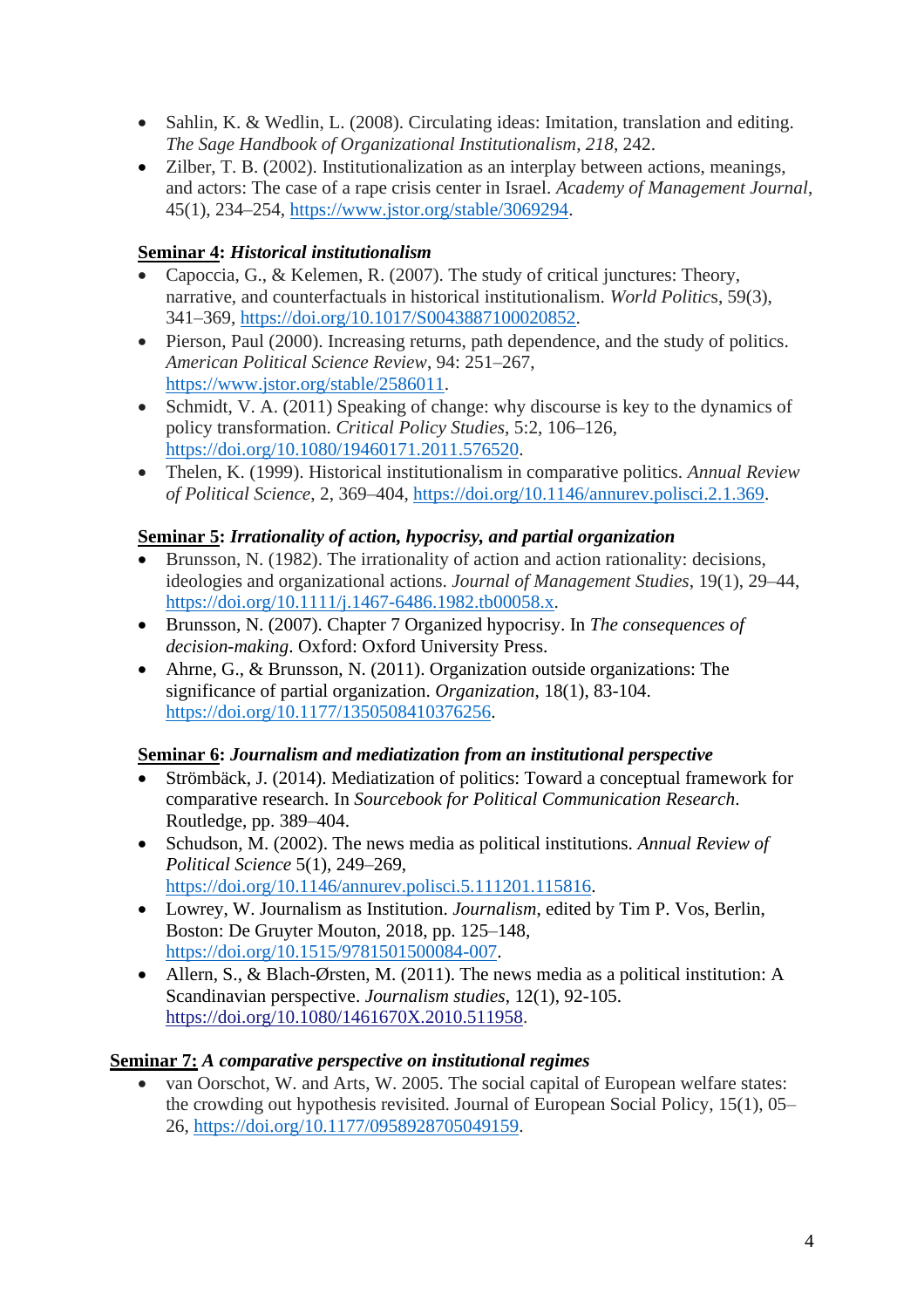- Sahlin, K. & Wedlin, L. (2008). Circulating ideas: Imitation, translation and editing. *The Sage Handbook of Organizational Institutionalism*, *218*, 242.
- Zilber, T. B. (2002). Institutionalization as an interplay between actions, meanings, and actors: The case of a rape crisis center in Israel. *Academy of Management Journal*, 45(1), 234–254, https://www.jstor.org/stable/3069294.

**<u>Seminar 4</u>: *Historical institutionalism***

- Capoccia, G., & Kelemen, R. (2007). The study of critical junctures: Theory, narrative, and counterfactuals in historical institutionalism. *World Politic*s, 59(3), 341–369, https://doi.org/10.1017/S0043887100020852.
- Pierson, Paul (2000). Increasing returns, path dependence, and the study of politics. *American Political Science Review*, 94: 251–267, https://www.jstor.org/stable/2586011.
- Schmidt, V. A. (2011) Speaking of change: why discourse is key to the dynamics of policy transformation. *Critical Policy Studies*, 5:2, 106–126, https://doi.org/10.1080/19460171.2011.576520.
- Thelen, K. (1999). Historical institutionalism in comparative politics. *Annual Review of Political Science*, 2, 369–404, https://doi.org/10.1146/annurev.polisci.2.1.369.

**<u>Seminar 5</u>: *Irrationality of action, hypocrisy, and partial organization***

- Brunsson, N. (1982). The irrationality of action and action rationality: decisions, ideologies and organizational actions. *Journal of Management Studies*, 19(1), 29–44, https://doi.org/10.1111/j.1467-6486.1982.tb00058.x.
- Brunsson, N. (2007). Chapter 7 Organized hypocrisy. In *The consequences of decision-making*. Oxford: Oxford University Press.
- Ahrne, G., & Brunsson, N. (2011). Organization outside organizations: The significance of partial organization. *Organization*, 18(1), 83-104. https://doi.org/10.1177/1350508410376256.

**<u>Seminar 6</u>: *Journalism and mediatization from an institutional perspective***

- Strömbäck, J. (2014). Mediatization of politics: Toward a conceptual framework for comparative research. In *Sourcebook for Political Communication Research*. Routledge, pp. 389–404.
- Schudson, M. (2002). The news media as political institutions. *Annual Review of Political Science* 5(1), 249–269, https://doi.org/10.1146/annurev.polisci.5.111201.115816.
- Lowrey, W. Journalism as Institution. *Journalism*, edited by Tim P. Vos, Berlin, Boston: De Gruyter Mouton, 2018, pp. 125–148, https://doi.org/10.1515/9781501500084-007.
- Allern, S., & Blach-Ørsten, M. (2011). The news media as a political institution: A Scandinavian perspective. *Journalism studies*, 12(1), 92-105. https://doi.org/10.1080/1461670X.2010.511958.

**<u>Seminar 7:</u> *A comparative perspective on institutional regimes***

- van Oorschot, W. and Arts, W. 2005. The social capital of European welfare states: the crowding out hypothesis revisited. Journal of European Social Policy, 15(1), 05–26, https://doi.org/10.1177/0958928705049159.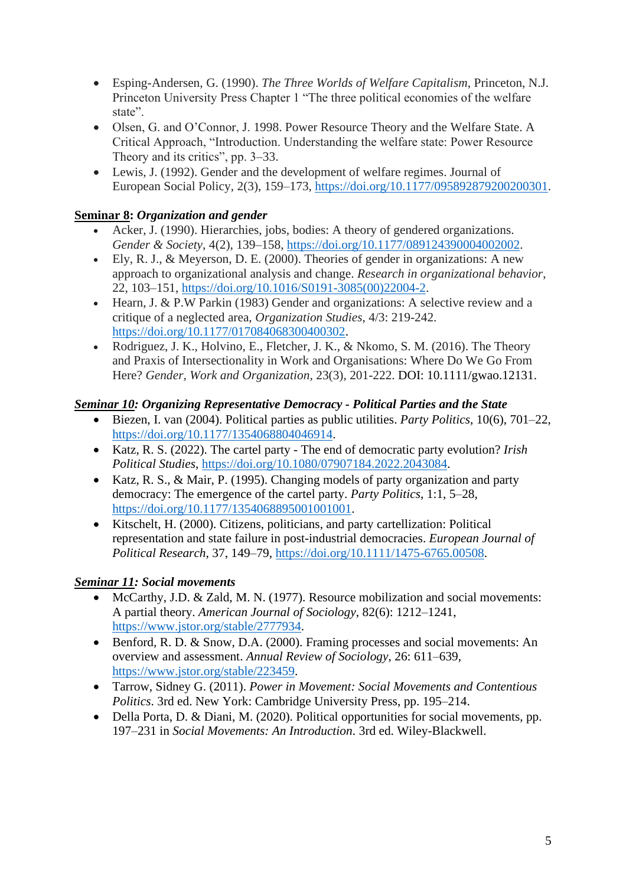- Esping-Andersen, G. (1990). *The Three Worlds of Welfare Capitalism*, Princeton, N.J. Princeton University Press Chapter 1 "The three political economies of the welfare state".
- Olsen, G. and O'Connor, J. 1998. Power Resource Theory and the Welfare State. A Critical Approach, "Introduction. Understanding the welfare state: Power Resource Theory and its critics", pp. 3–33.
- Lewis, J. (1992). Gender and the development of welfare regimes. Journal of European Social Policy, 2(3), 159–173, https://doi.org/10.1177/095892879200200301.

**Seminar 8**: ***Organization and gender***

- Acker, J. (1990). Hierarchies, jobs, bodies: A theory of gendered organizations. *Gender & Society*, 4(2), 139–158, https://doi.org/10.1177/089124390004002002.
- Ely, R. J., & Meyerson, D. E. (2000). Theories of gender in organizations: A new approach to organizational analysis and change. *Research in organizational behavior*, 22, 103–151, https://doi.org/10.1016/S0191-3085(00)22004-2.
- Hearn, J. & P.W Parkin (1983) Gender and organizations: A selective review and a critique of a neglected area, *Organization Studies*, 4/3: 219-242. https://doi.org/10.1177/017084068300400302.
- Rodriguez, J. K., Holvino, E., Fletcher, J. K., & Nkomo, S. M. (2016). The Theory and Praxis of Intersectionality in Work and Organisations: Where Do We Go From Here? *Gender, Work and Organization*, 23(3), 201-222. DOI: 10.1111/gwao.12131.

***Seminar 10: Organizing Representative Democracy - Political Parties and the State***

- Biezen, I. van (2004). Political parties as public utilities. *Party Politics*, 10(6), 701–22, https://doi.org/10.1177/1354068804046914.
- Katz, R. S. (2022). The cartel party - The end of democratic party evolution? *Irish Political Studies*, https://doi.org/10.1080/07907184.2022.2043084.
- Katz, R. S., & Mair, P. (1995). Changing models of party organization and party democracy: The emergence of the cartel party. *Party Politics*, 1:1, 5–28, https://doi.org/10.1177/1354068895001001001.
- Kitschelt, H. (2000). Citizens, politicians, and party cartellization: Political representation and state failure in post-industrial democracies. *European Journal of Political Research*, 37, 149–79, https://doi.org/10.1111/1475-6765.00508.

***Seminar 11: Social movements***

- McCarthy, J.D. & Zald, M. N. (1977). Resource mobilization and social movements: A partial theory. *American Journal of Sociology*, 82(6): 1212–1241, https://www.jstor.org/stable/2777934.
- Benford, R. D. & Snow, D.A. (2000). Framing processes and social movements: An overview and assessment. *Annual Review of Sociology*, 26: 611–639, https://www.jstor.org/stable/223459.
- Tarrow, Sidney G. (2011). *Power in Movement: Social Movements and Contentious Politics*. 3rd ed. New York: Cambridge University Press, pp. 195–214.
- Della Porta, D. & Diani, M. (2020). Political opportunities for social movements, pp. 197–231 in *Social Movements: An Introduction*. 3rd ed. Wiley-Blackwell.